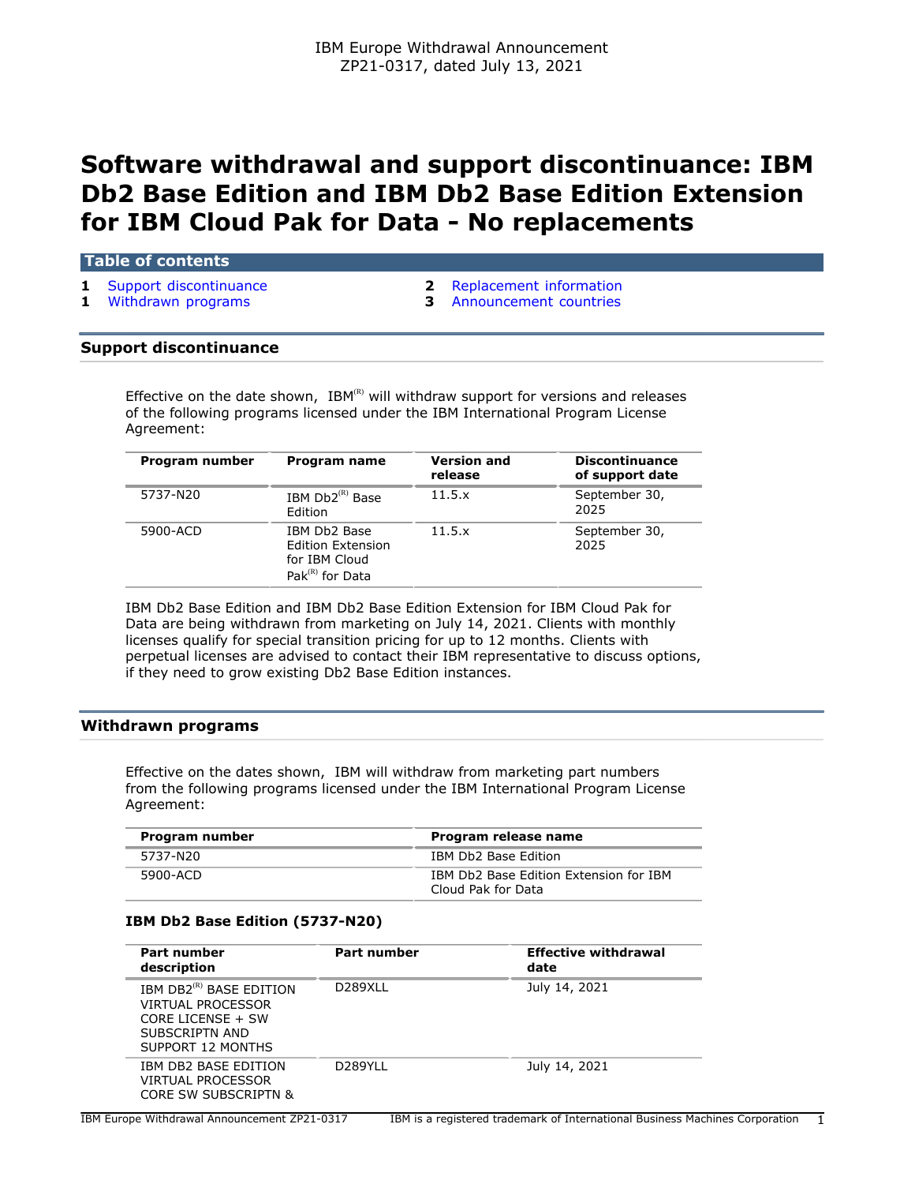IBM Europe Withdrawal Announcement
ZP21-0317, dated July 13, 2021

# Software withdrawal and support discontinuance: IBM Db2 Base Edition and IBM Db2 Base Edition Extension for IBM Cloud Pak for Data - No replacements

**Table of contents**

- 1 Support discontinuance
- 1 Withdrawn programs
- 2 Replacement information
- 3 Announcement countries

## Support discontinuance

Effective on the date shown, IBM(R) will withdraw support for versions and releases of the following programs licensed under the IBM International Program License Agreement:

| Program number | Program name | Version and release | Discontinuance of support date |
|---|---|---|---|
| 5737-N20 | IBM Db2(R) Base Edition | 11.5.x | September 30, 2025 |
| 5900-ACD | IBM Db2 Base Edition Extension for IBM Cloud Pak(R) for Data | 11.5.x | September 30, 2025 |

IBM Db2 Base Edition and IBM Db2 Base Edition Extension for IBM Cloud Pak for Data are being withdrawn from marketing on July 14, 2021. Clients with monthly licenses qualify for special transition pricing for up to 12 months. Clients with perpetual licenses are advised to contact their IBM representative to discuss options, if they need to grow existing Db2 Base Edition instances.

## Withdrawn programs

Effective on the dates shown, IBM will withdraw from marketing part numbers from the following programs licensed under the IBM International Program License Agreement:

| Program number | Program release name |
|---|---|
| 5737-N20 | IBM Db2 Base Edition |
| 5900-ACD | IBM Db2 Base Edition Extension for IBM Cloud Pak for Data |

### IBM Db2 Base Edition (5737-N20)

| Part number description | Part number | Effective withdrawal date |
|---|---|---|
| IBM DB2(R) BASE EDITION VIRTUAL PROCESSOR CORE LICENSE + SW SUBSCRIPTN AND SUPPORT 12 MONTHS | D289XLL | July 14, 2021 |
| IBM DB2 BASE EDITION VIRTUAL PROCESSOR CORE SW SUBSCRIPTN & | D289YLL | July 14, 2021 |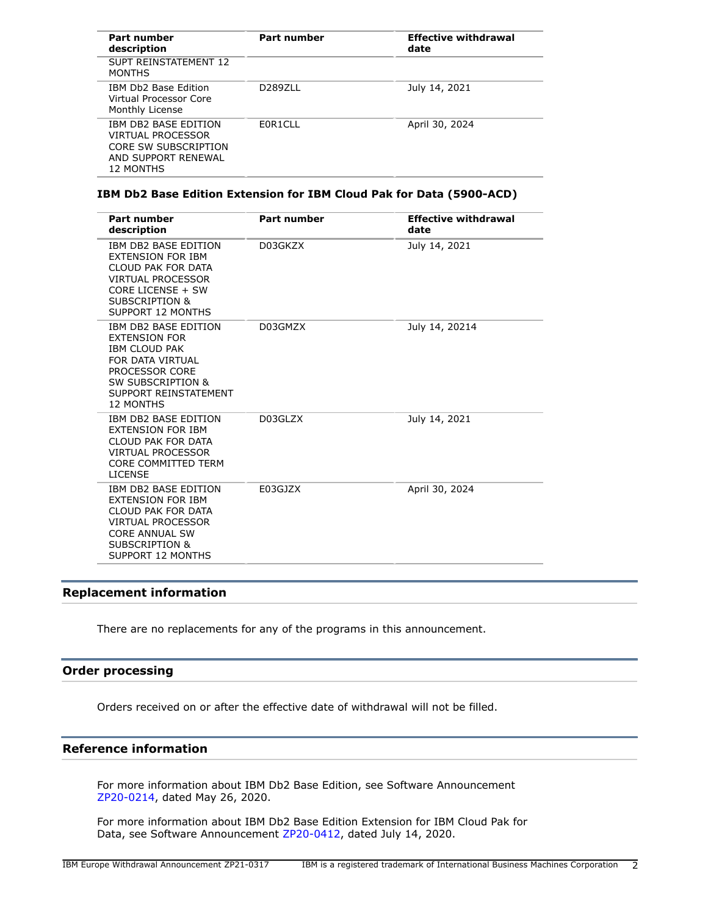| Part number description | Part number | Effective withdrawal date |
| --- | --- | --- |
| SUPT REINSTATEMENT 12 MONTHS | | |
| IBM Db2 Base Edition Virtual Processor Core Monthly License | D289ZLL | July 14, 2021 |
| IBM DB2 BASE EDITION VIRTUAL PROCESSOR CORE SW SUBSCRIPTION AND SUPPORT RENEWAL 12 MONTHS | E0R1CLL | April 30, 2024 |

**IBM Db2 Base Edition Extension for IBM Cloud Pak for Data (5900-ACD)**

| Part number description | Part number | Effective withdrawal date |
| --- | --- | --- |
| IBM DB2 BASE EDITION EXTENSION FOR IBM CLOUD PAK FOR DATA VIRTUAL PROCESSOR CORE LICENSE + SW SUBSCRIPTION & SUPPORT 12 MONTHS | D03GKZX | July 14, 2021 |
| IBM DB2 BASE EDITION EXTENSION FOR IBM CLOUD PAK FOR DATA VIRTUAL PROCESSOR CORE SW SUBSCRIPTION & SUPPORT REINSTATEMENT 12 MONTHS | D03GMZX | July 14, 20214 |
| IBM DB2 BASE EDITION EXTENSION FOR IBM CLOUD PAK FOR DATA VIRTUAL PROCESSOR CORE COMMITTED TERM LICENSE | D03GLZX | July 14, 2021 |
| IBM DB2 BASE EDITION EXTENSION FOR IBM CLOUD PAK FOR DATA VIRTUAL PROCESSOR CORE ANNUAL SW SUBSCRIPTION & SUPPORT 12 MONTHS | E03GJZX | April 30, 2024 |

## Replacement information

There are no replacements for any of the programs in this announcement.

## Order processing

Orders received on or after the effective date of withdrawal will not be filled.

## Reference information

For more information about IBM Db2 Base Edition, see Software Announcement ZP20-0214, dated May 26, 2020.

For more information about IBM Db2 Base Edition Extension for IBM Cloud Pak for Data, see Software Announcement ZP20-0412, dated July 14, 2020.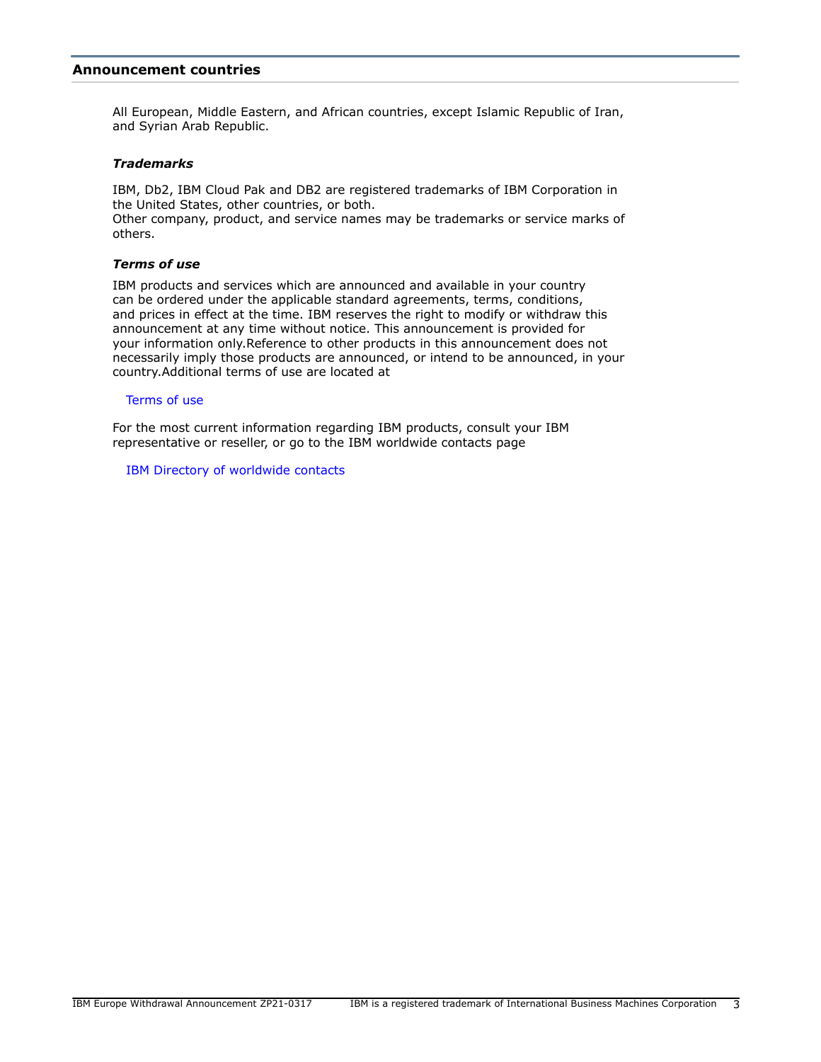## Announcement countries

All European, Middle Eastern, and African countries, except Islamic Republic of Iran, and Syrian Arab Republic.

### *Trademarks*

IBM, Db2, IBM Cloud Pak and DB2 are registered trademarks of IBM Corporation in the United States, other countries, or both.
Other company, product, and service names may be trademarks or service marks of others.

### *Terms of use*

IBM products and services which are announced and available in your country can be ordered under the applicable standard agreements, terms, conditions, and prices in effect at the time. IBM reserves the right to modify or withdraw this announcement at any time without notice. This announcement is provided for your information only.Reference to other products in this announcement does not necessarily imply those products are announced, or intend to be announced, in your country.Additional terms of use are located at

Terms of use

For the most current information regarding IBM products, consult your IBM representative or reseller, or go to the IBM worldwide contacts page

IBM Directory of worldwide contacts